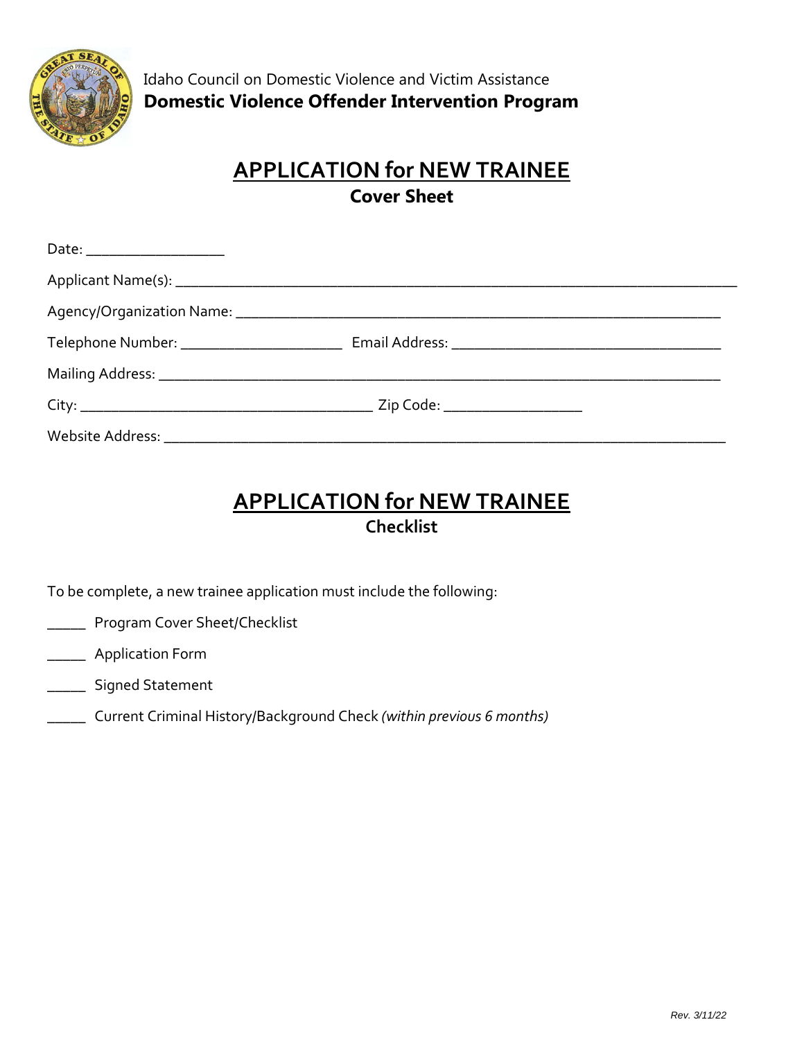Idaho Council on Domestic Violence and Victim Assistance

**Domestic Violence Offender Intervention Program**

# APPLICATION for NEW TRAINEE

## Cover Sheet

Date: ___________________

Applicant Name(s): ___________________________________________________________________________

Agency/Organization Name: _________________________________________________________________

Telephone Number: ______________________ Email Address: ____________________________________

Mailing Address: ___________________________________________________________________________

City: _______________________________________ Zip Code: ___________________

Website Address: ___________________________________________________________________________

# APPLICATION for NEW TRAINEE

## Checklist

To be complete, a new trainee application must include the following:

_____ Program Cover Sheet/Checklist

_____ Application Form

_____ Signed Statement

_____ Current Criminal History/Background Check *(within previous 6 months)*

Rev. 3/11/22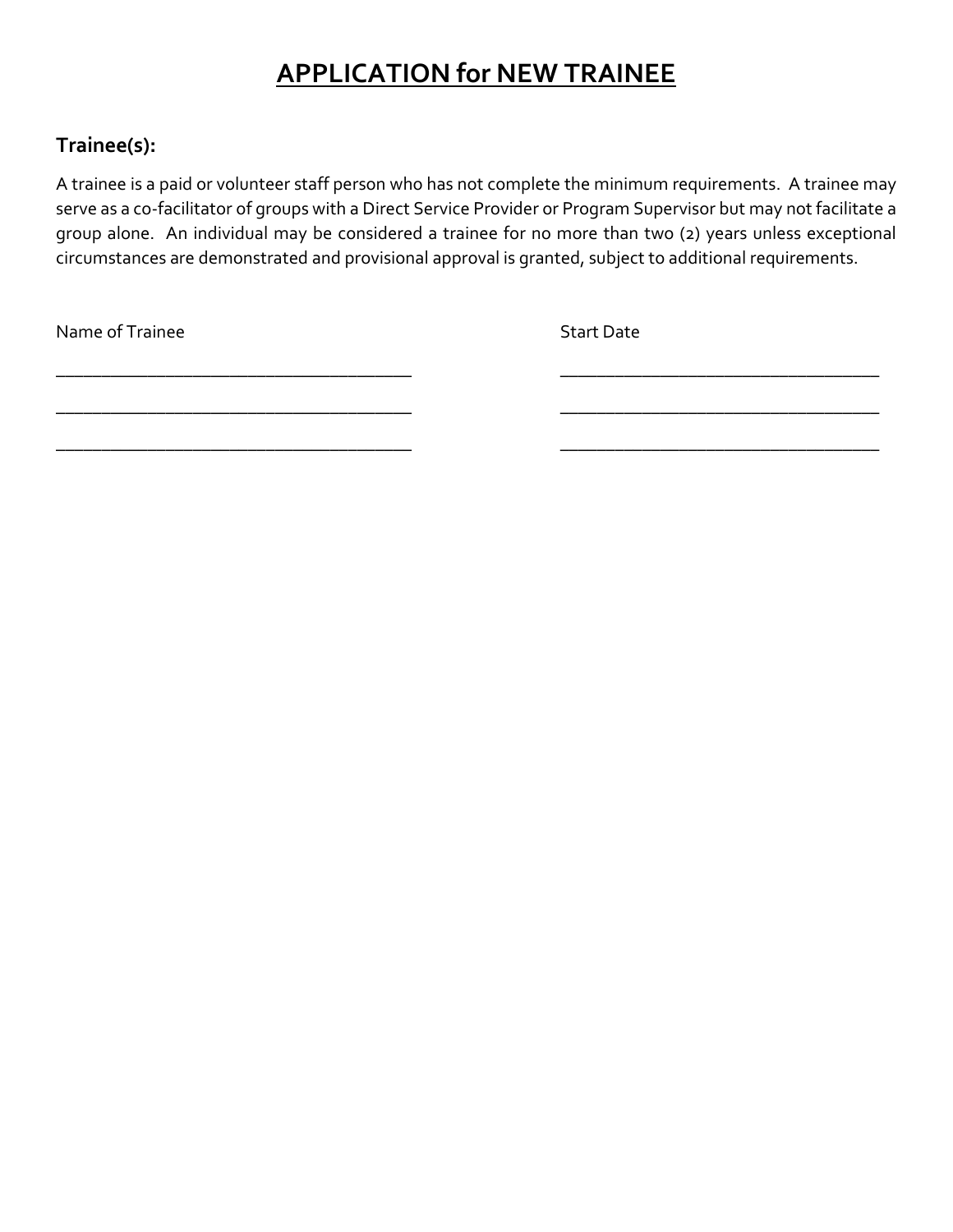# APPLICATION for NEW TRAINEE

## Trainee(s):

A trainee is a paid or volunteer staff person who has not complete the minimum requirements. A trainee may serve as a co-facilitator of groups with a Direct Service Provider or Program Supervisor but may not facilitate a group alone. An individual may be considered a trainee for no more than two (2) years unless exceptional circumstances are demonstrated and provisional approval is granted, subject to additional requirements.

| Name of Trainee | Start Date |
| --- | --- |
| ______________________________________ | __________________________________ |
| ______________________________________ | __________________________________ |
| ______________________________________ | __________________________________ |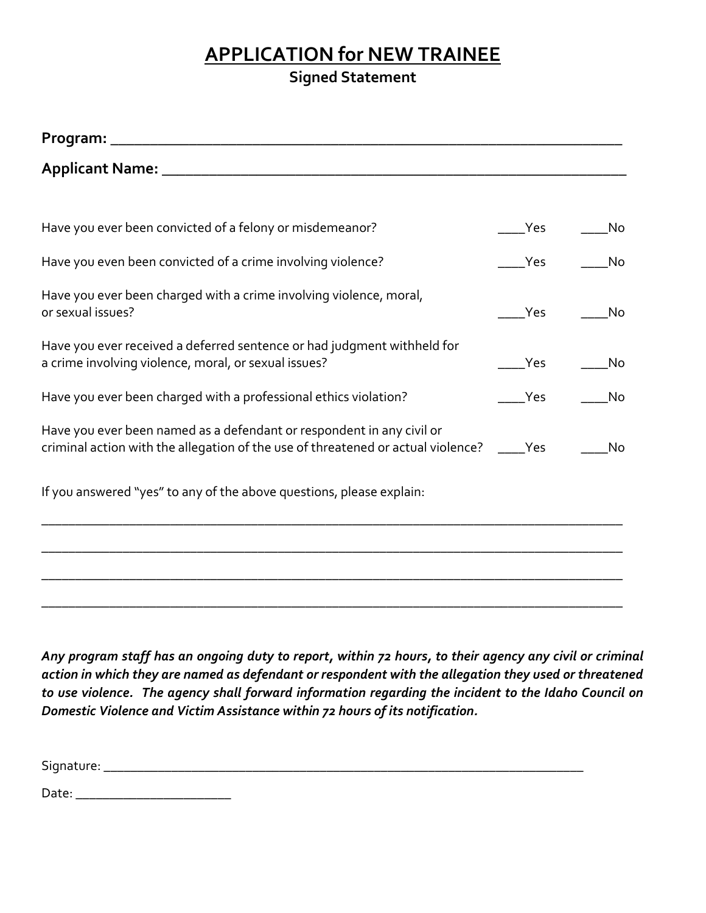# APPLICATION for NEW TRAINEE

## Signed Statement

**Program:** ____________________________________________________________

**Applicant Name:** ______________________________________________________

| | | |
|---|---|---|
| Have you ever been convicted of a felony or misdemeanor? | ____Yes | ____No |
| Have you even been convicted of a crime involving violence? | ____Yes | ____No |
| Have you ever been charged with a crime involving violence, moral, or sexual issues? | ____Yes | ____No |
| Have you ever received a deferred sentence or had judgment withheld for a crime involving violence, moral, or sexual issues? | ____Yes | ____No |
| Have you ever been charged with a professional ethics violation? | ____Yes | ____No |
| Have you ever been named as a defendant or respondent in any civil or criminal action with the allegation of the use of threatened or actual violence? | ____Yes | ____No |

If you answered "yes" to any of the above questions, please explain:

_______________________________________________________________________________

_______________________________________________________________________________

_______________________________________________________________________________

_______________________________________________________________________________

***Any program staff has an ongoing duty to report, within 72 hours, to their agency any civil or criminal action in which they are named as defendant or respondent with the allegation they used or threatened to use violence. The agency shall forward information regarding the incident to the Idaho Council on Domestic Violence and Victim Assistance within 72 hours of its notification.***

Signature: ____________________________________________________________

Date: ______________________